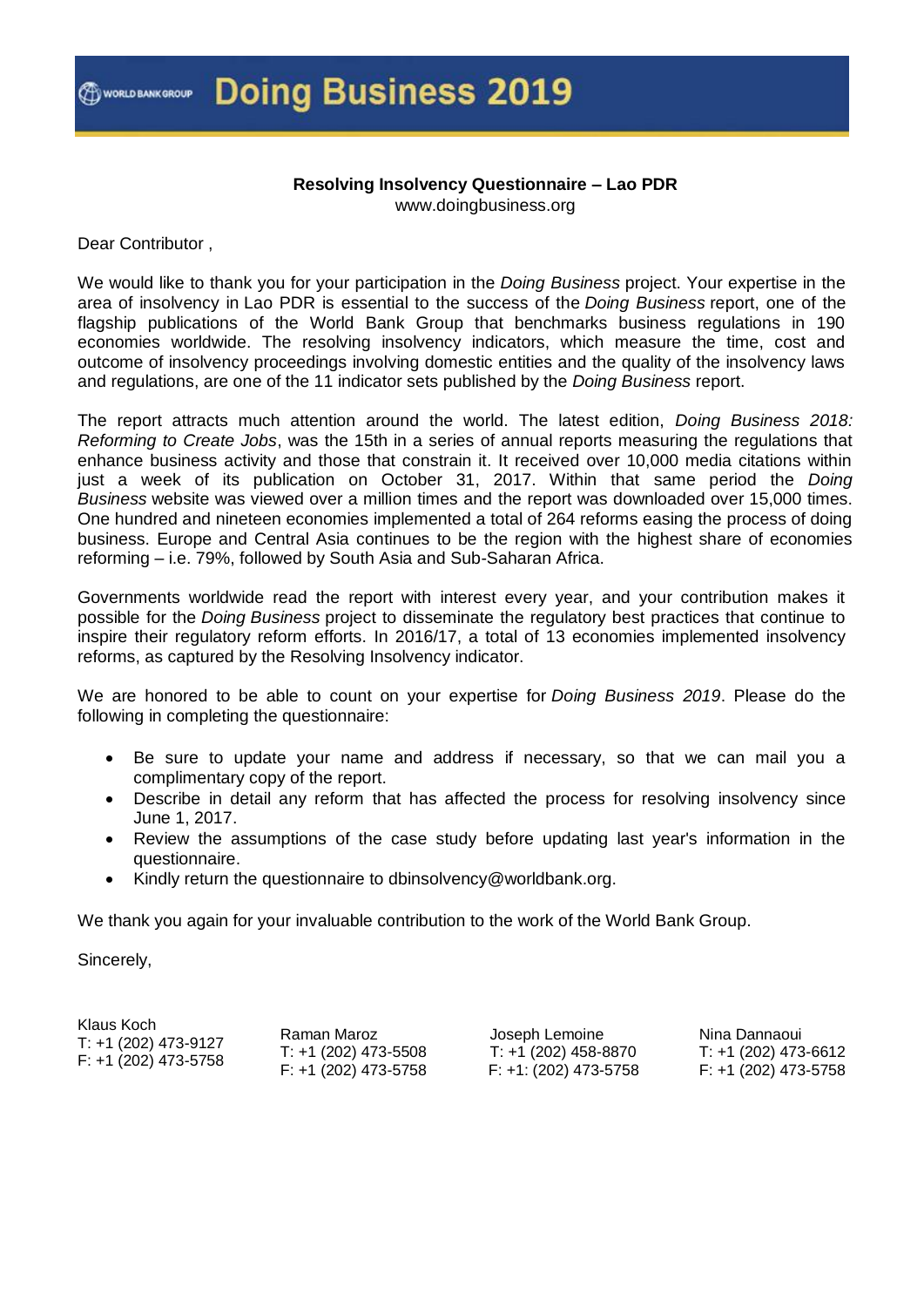WORLD BANK GROUP **Doing Business 2019**

**Resolving Insolvency Questionnaire – Lao PDR**
www.doingbusiness.org

Dear Contributor ,

We would like to thank you for your participation in the *Doing Business* project. Your expertise in the area of insolvency in Lao PDR is essential to the success of the *Doing Business* report, one of the flagship publications of the World Bank Group that benchmarks business regulations in 190 economies worldwide. The resolving insolvency indicators, which measure the time, cost and outcome of insolvency proceedings involving domestic entities and the quality of the insolvency laws and regulations, are one of the 11 indicator sets published by the *Doing Business* report.

The report attracts much attention around the world. The latest edition, *Doing Business 2018: Reforming to Create Jobs*, was the 15th in a series of annual reports measuring the regulations that enhance business activity and those that constrain it. It received over 10,000 media citations within just a week of its publication on October 31, 2017. Within that same period the *Doing Business* website was viewed over a million times and the report was downloaded over 15,000 times. One hundred and nineteen economies implemented a total of 264 reforms easing the process of doing business. Europe and Central Asia continues to be the region with the highest share of economies reforming – i.e. 79%, followed by South Asia and Sub-Saharan Africa.

Governments worldwide read the report with interest every year, and your contribution makes it possible for the *Doing Business* project to disseminate the regulatory best practices that continue to inspire their regulatory reform efforts. In 2016/17, a total of 13 economies implemented insolvency reforms, as captured by the Resolving Insolvency indicator.

We are honored to be able to count on your expertise for *Doing Business 2019*. Please do the following in completing the questionnaire:

- Be sure to update your name and address if necessary, so that we can mail you a complimentary copy of the report.
- Describe in detail any reform that has affected the process for resolving insolvency since June 1, 2017.
- Review the assumptions of the case study before updating last year's information in the questionnaire.
- Kindly return the questionnaire to dbinsolvency@worldbank.org.

We thank you again for your invaluable contribution to the work of the World Bank Group.

Sincerely,

Klaus Koch
T: +1 (202) 473-9127
F: +1 (202) 473-5758

Raman Maroz
T: +1 (202) 473-5508
F: +1 (202) 473-5758

Joseph Lemoine
T: +1 (202) 458-8870
F: +1: (202) 473-5758

Nina Dannaoui
T: +1 (202) 473-6612
F: +1 (202) 473-5758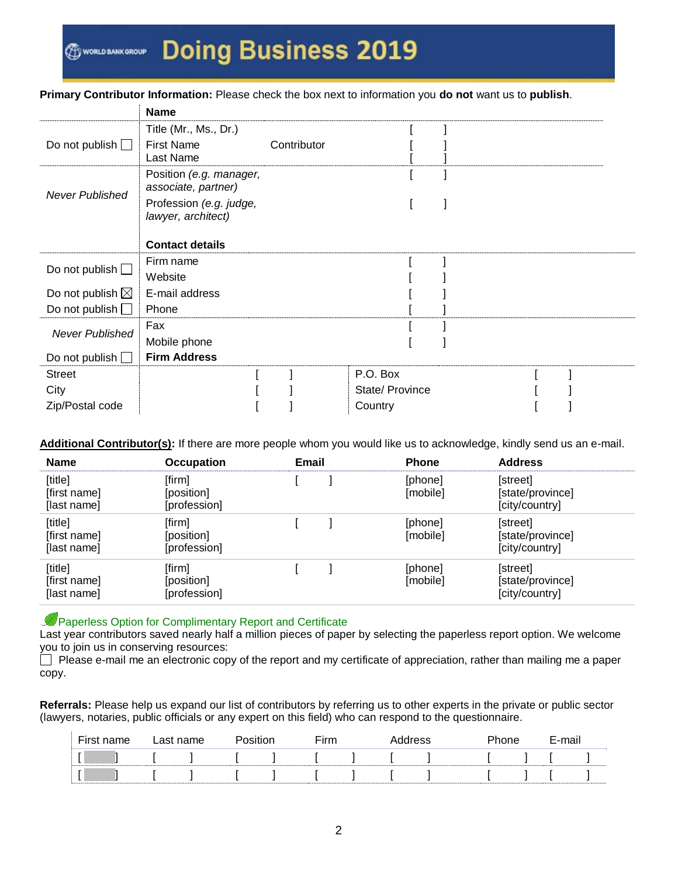# Doing Business 2019

**Primary Contributor Information:** Please check the box next to information you **do not** want us to **publish**.

| | **Name** | | |
|---|---|---|---|
| Do not publish ☐ | Title (Mr., Ms., Dr.) | | [ ] |
| | First Name | Contributor | [ ] |
| | Last Name | | [ ] |
| *Never Published* | Position *(e.g. manager, associate, partner)* | | [ ] |
| | Profession *(e.g. judge, lawyer, architect)* | | [ ] |
| | **Contact details** | | |
| Do not publish ☐ | Firm name | | [ ] |
| | Website | | [ ] |
| Do not publish ☒ | E-mail address | | [ ] |
| Do not publish ☐ | Phone | | [ ] |
| *Never Published* | Fax | | [ ] |
| | Mobile phone | | [ ] |
| Do not publish ☐ | **Firm Address** | | |

| | | | |
|---|---|---|---|
| Street | [ ] | P.O. Box | [ ] |
| City | [ ] | State/ Province | [ ] |
| Zip/Postal code | [ ] | Country | [ ] |

**Additional Contributor(s):** If there are more people whom you would like us to acknowledge, kindly send us an e-mail.

| Name | Occupation | Email | Phone | Address |
|---|---|---|---|---|
| [title] [first name] [last name] | [firm] [position] [profession] | [ ] | [phone] [mobile] | [street] [state/province] [city/country] |
| [title] [first name] [last name] | [firm] [position] [profession] | [ ] | [phone] [mobile] | [street] [state/province] [city/country] |
| [title] [first name] [last name] | [firm] [position] [profession] | [ ] | [phone] [mobile] | [street] [state/province] [city/country] |

Paperless Option for Complimentary Report and Certificate

Last year contributors saved nearly half a million pieces of paper by selecting the paperless report option. We welcome you to join us in conserving resources:

☐ Please e-mail me an electronic copy of the report and my certificate of appreciation, rather than mailing me a paper copy.

**Referrals:** Please help us expand our list of contributors by referring us to other experts in the private or public sector (lawyers, notaries, public officials or any expert on this field) who can respond to the questionnaire.

| First name | Last name | Position | Firm | Address | Phone | E-mail |
|---|---|---|---|---|---|---|
| [ ] | [ ] | [ ] | [ ] | [ ] | [ ] | [ ] |
| [ ] | [ ] | [ ] | [ ] | [ ] | [ ] | [ ] |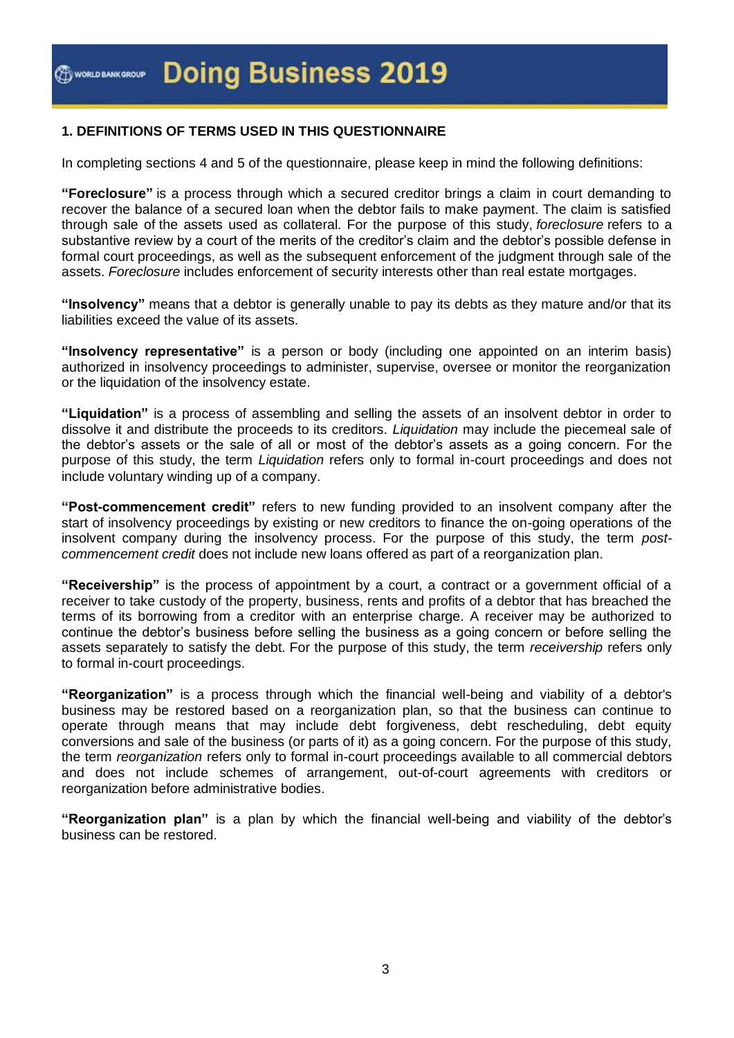## 1. DEFINITIONS OF TERMS USED IN THIS QUESTIONNAIRE

In completing sections 4 and 5 of the questionnaire, please keep in mind the following definitions:

**"Foreclosure"** is a process through which a secured creditor brings a claim in court demanding to recover the balance of a secured loan when the debtor fails to make payment. The claim is satisfied through sale of the assets used as collateral. For the purpose of this study, *foreclosure* refers to a substantive review by a court of the merits of the creditor's claim and the debtor's possible defense in formal court proceedings, as well as the subsequent enforcement of the judgment through sale of the assets. *Foreclosure* includes enforcement of security interests other than real estate mortgages.

**"Insolvency"** means that a debtor is generally unable to pay its debts as they mature and/or that its liabilities exceed the value of its assets.

**"Insolvency representative"** is a person or body (including one appointed on an interim basis) authorized in insolvency proceedings to administer, supervise, oversee or monitor the reorganization or the liquidation of the insolvency estate.

**"Liquidation"** is a process of assembling and selling the assets of an insolvent debtor in order to dissolve it and distribute the proceeds to its creditors. *Liquidation* may include the piecemeal sale of the debtor's assets or the sale of all or most of the debtor's assets as a going concern. For the purpose of this study, the term *Liquidation* refers only to formal in-court proceedings and does not include voluntary winding up of a company.

**"Post-commencement credit"** refers to new funding provided to an insolvent company after the start of insolvency proceedings by existing or new creditors to finance the on-going operations of the insolvent company during the insolvency process. For the purpose of this study, the term *post-commencement credit* does not include new loans offered as part of a reorganization plan.

**"Receivership"** is the process of appointment by a court, a contract or a government official of a receiver to take custody of the property, business, rents and profits of a debtor that has breached the terms of its borrowing from a creditor with an enterprise charge. A receiver may be authorized to continue the debtor's business before selling the business as a going concern or before selling the assets separately to satisfy the debt. For the purpose of this study, the term *receivership* refers only to formal in-court proceedings.

**"Reorganization"** is a process through which the financial well-being and viability of a debtor's business may be restored based on a reorganization plan, so that the business can continue to operate through means that may include debt forgiveness, debt rescheduling, debt equity conversions and sale of the business (or parts of it) as a going concern. For the purpose of this study, the term *reorganization* refers only to formal in-court proceedings available to all commercial debtors and does not include schemes of arrangement, out-of-court agreements with creditors or reorganization before administrative bodies.

**"Reorganization plan"** is a plan by which the financial well-being and viability of the debtor's business can be restored.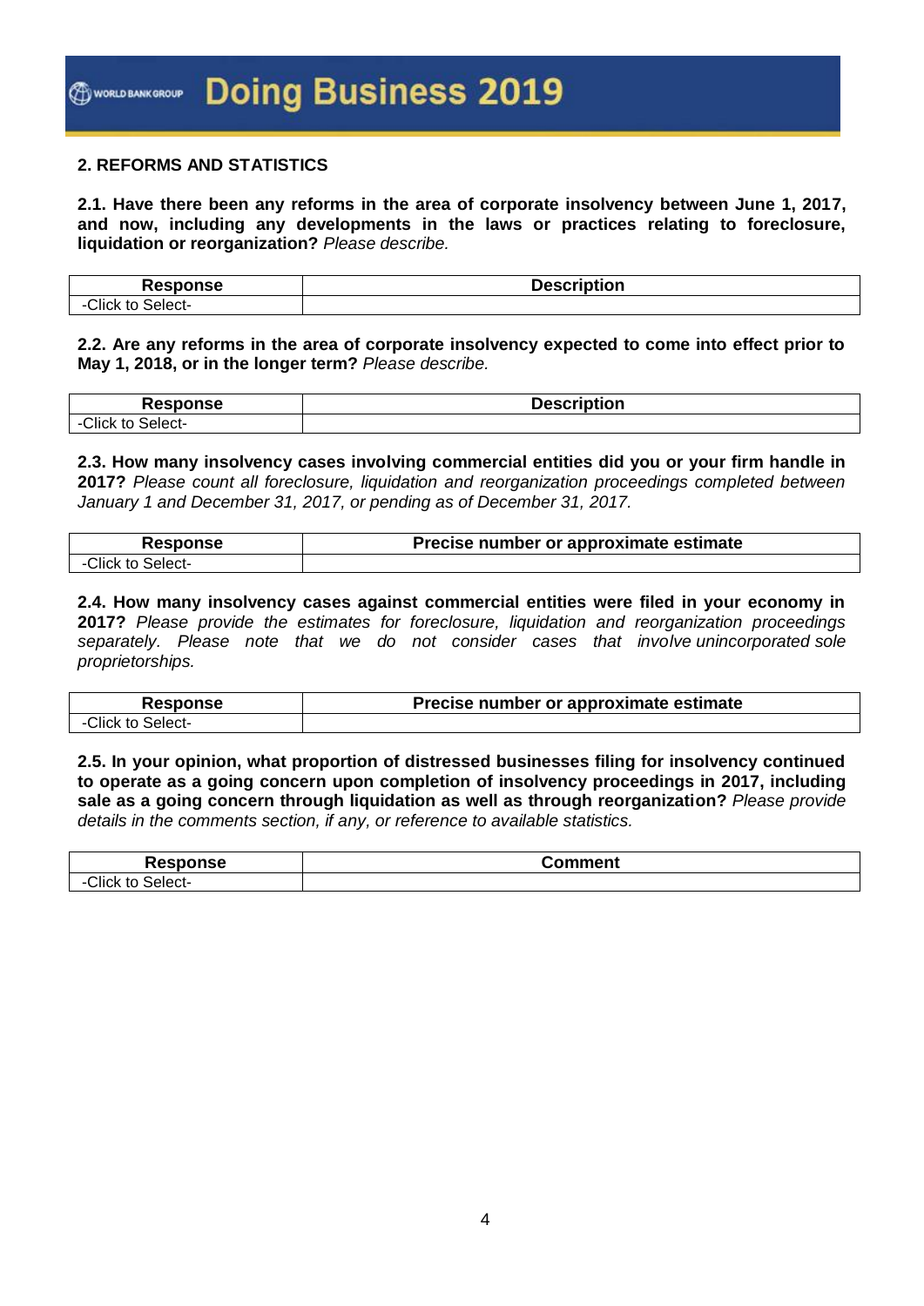## 2. REFORMS AND STATISTICS

**2.1. Have there been any reforms in the area of corporate insolvency between June 1, 2017, and now, including any developments in the laws or practices relating to foreclosure, liquidation or reorganization?** *Please describe.*

| Response | Description |
|---|---|
| -Click to Select- | |

**2.2. Are any reforms in the area of corporate insolvency expected to come into effect prior to May 1, 2018, or in the longer term?** *Please describe.*

| Response | Description |
|---|---|
| -Click to Select- | |

**2.3. How many insolvency cases involving commercial entities did you or your firm handle in 2017?** *Please count all foreclosure, liquidation and reorganization proceedings completed between January 1 and December 31, 2017, or pending as of December 31, 2017.*

| Response | Precise number or approximate estimate |
|---|---|
| -Click to Select- | |

**2.4. How many insolvency cases against commercial entities were filed in your economy in 2017?** *Please provide the estimates for foreclosure, liquidation and reorganization proceedings separately. Please note that we do not consider cases that involve unincorporated sole proprietorships.*

| Response | Precise number or approximate estimate |
|---|---|
| -Click to Select- | |

**2.5. In your opinion, what proportion of distressed businesses filing for insolvency continued to operate as a going concern upon completion of insolvency proceedings in 2017, including sale as a going concern through liquidation as well as through reorganization?** *Please provide details in the comments section, if any, or reference to available statistics.*

| Response | Comment |
|---|---|
| -Click to Select- | |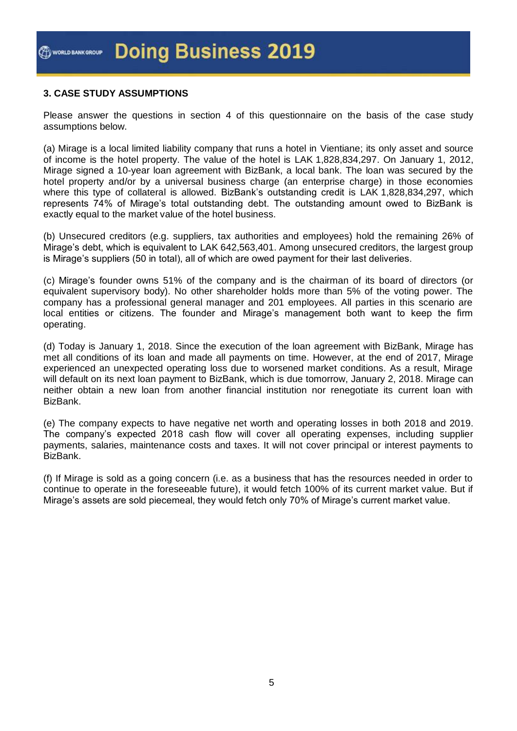### 3. CASE STUDY ASSUMPTIONS

Please answer the questions in section 4 of this questionnaire on the basis of the case study assumptions below.

(a) Mirage is a local limited liability company that runs a hotel in Vientiane; its only asset and source of income is the hotel property. The value of the hotel is LAK 1,828,834,297. On January 1, 2012, Mirage signed a 10-year loan agreement with BizBank, a local bank. The loan was secured by the hotel property and/or by a universal business charge (an enterprise charge) in those economies where this type of collateral is allowed. BizBank's outstanding credit is LAK 1,828,834,297, which represents 74% of Mirage's total outstanding debt. The outstanding amount owed to BizBank is exactly equal to the market value of the hotel business.

(b) Unsecured creditors (e.g. suppliers, tax authorities and employees) hold the remaining 26% of Mirage's debt, which is equivalent to LAK 642,563,401. Among unsecured creditors, the largest group is Mirage's suppliers (50 in total), all of which are owed payment for their last deliveries.

(c) Mirage's founder owns 51% of the company and is the chairman of its board of directors (or equivalent supervisory body). No other shareholder holds more than 5% of the voting power. The company has a professional general manager and 201 employees. All parties in this scenario are local entities or citizens. The founder and Mirage's management both want to keep the firm operating.

(d) Today is January 1, 2018. Since the execution of the loan agreement with BizBank, Mirage has met all conditions of its loan and made all payments on time. However, at the end of 2017, Mirage experienced an unexpected operating loss due to worsened market conditions. As a result, Mirage will default on its next loan payment to BizBank, which is due tomorrow, January 2, 2018. Mirage can neither obtain a new loan from another financial institution nor renegotiate its current loan with BizBank.

(e) The company expects to have negative net worth and operating losses in both 2018 and 2019. The company's expected 2018 cash flow will cover all operating expenses, including supplier payments, salaries, maintenance costs and taxes. It will not cover principal or interest payments to BizBank.

(f) If Mirage is sold as a going concern (i.e. as a business that has the resources needed in order to continue to operate in the foreseeable future), it would fetch 100% of its current market value. But if Mirage's assets are sold piecemeal, they would fetch only 70% of Mirage's current market value.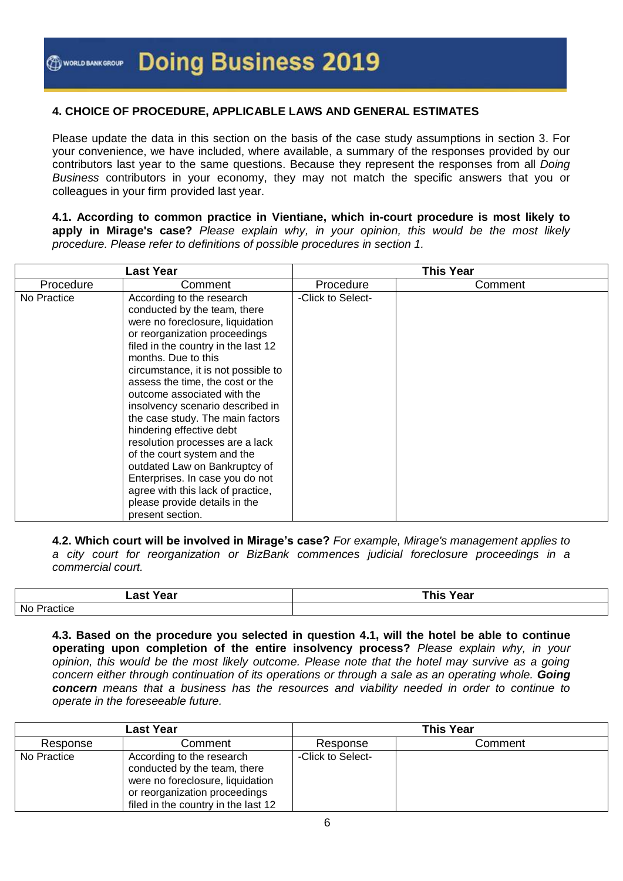## 4. CHOICE OF PROCEDURE, APPLICABLE LAWS AND GENERAL ESTIMATES

Please update the data in this section on the basis of the case study assumptions in section 3. For your convenience, we have included, where available, a summary of the responses provided by our contributors last year to the same questions. Because they represent the responses from all *Doing Business* contributors in your economy, they may not match the specific answers that you or colleagues in your firm provided last year.

**4.1. According to common practice in Vientiane, which in-court procedure is most likely to apply in Mirage's case?** *Please explain why, in your opinion, this would be the most likely procedure. Please refer to definitions of possible procedures in section 1.*

| Last Year | | This Year | |
|---|---|---|---|
| Procedure | Comment | Procedure | Comment |
| No Practice | According to the research conducted by the team, there were no foreclosure, liquidation or reorganization proceedings filed in the country in the last 12 months. Due to this circumstance, it is not possible to assess the time, the cost or the outcome associated with the insolvency scenario described in the case study. The main factors hindering effective debt resolution processes are a lack of the court system and the outdated Law on Bankruptcy of Enterprises. In case you do not agree with this lack of practice, please provide details in the present section. | -Click to Select- | |

**4.2. Which court will be involved in Mirage's case?** *For example, Mirage's management applies to a city court for reorganization or BizBank commences judicial foreclosure proceedings in a commercial court.*

| Last Year | This Year |
|---|---|
| No Practice | |

**4.3. Based on the procedure you selected in question 4.1, will the hotel be able to continue operating upon completion of the entire insolvency process?** *Please explain why, in your opinion, this would be the most likely outcome. Please note that the hotel may survive as a going concern either through continuation of its operations or through a sale as an operating whole.* ***Going concern*** *means that a business has the resources and viability needed in order to continue to operate in the foreseeable future.*

| Last Year | | This Year | |
|---|---|---|---|
| Response | Comment | Response | Comment |
| No Practice | According to the research conducted by the team, there were no foreclosure, liquidation or reorganization proceedings filed in the country in the last 12 | -Click to Select- | |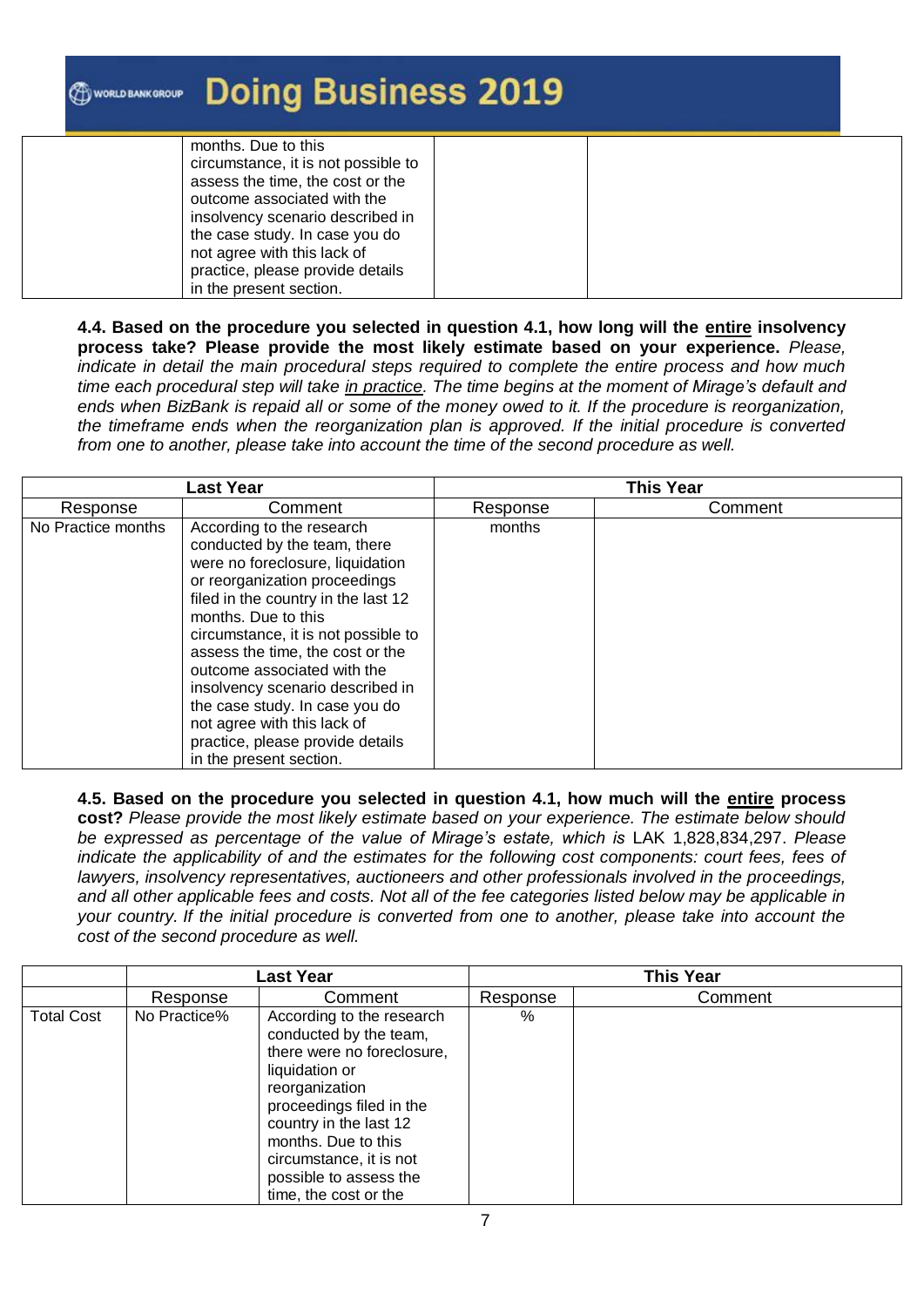| | | | |
|---|---|---|---|
| | months. Due to this circumstance, it is not possible to assess the time, the cost or the outcome associated with the insolvency scenario described in the case study. In case you do not agree with this lack of practice, please provide details in the present section. | | |

**4.4. Based on the procedure you selected in question 4.1, how long will the entire insolvency process take? Please provide the most likely estimate based on your experience.** *Please, indicate in detail the main procedural steps required to complete the entire process and how much time each procedural step will take in practice. The time begins at the moment of Mirage's default and ends when BizBank is repaid all or some of the money owed to it. If the procedure is reorganization, the timeframe ends when the reorganization plan is approved. If the initial procedure is converted from one to another, please take into account the time of the second procedure as well.*

| Last Year | | This Year | |
|---|---|---|---|
| Response | Comment | Response | Comment |
| No Practice months | According to the research conducted by the team, there were no foreclosure, liquidation or reorganization proceedings filed in the country in the last 12 months. Due to this circumstance, it is not possible to assess the time, the cost or the outcome associated with the insolvency scenario described in the case study. In case you do not agree with this lack of practice, please provide details in the present section. | months | |

**4.5. Based on the procedure you selected in question 4.1, how much will the entire process cost?** *Please provide the most likely estimate based on your experience. The estimate below should be expressed as percentage of the value of Mirage's estate, which is* LAK 1,828,834,297. *Please indicate the applicability of and the estimates for the following cost components: court fees, fees of lawyers, insolvency representatives, auctioneers and other professionals involved in the proceedings, and all other applicable fees and costs. Not all of the fee categories listed below may be applicable in your country. If the initial procedure is converted from one to another, please take into account the cost of the second procedure as well.*

| | Last Year | | This Year | |
|---|---|---|---|---|
| | Response | Comment | Response | Comment |
| Total Cost | No Practice% | According to the research conducted by the team, there were no foreclosure, liquidation or reorganization proceedings filed in the country in the last 12 months. Due to this circumstance, it is not possible to assess the time, the cost or the | % | |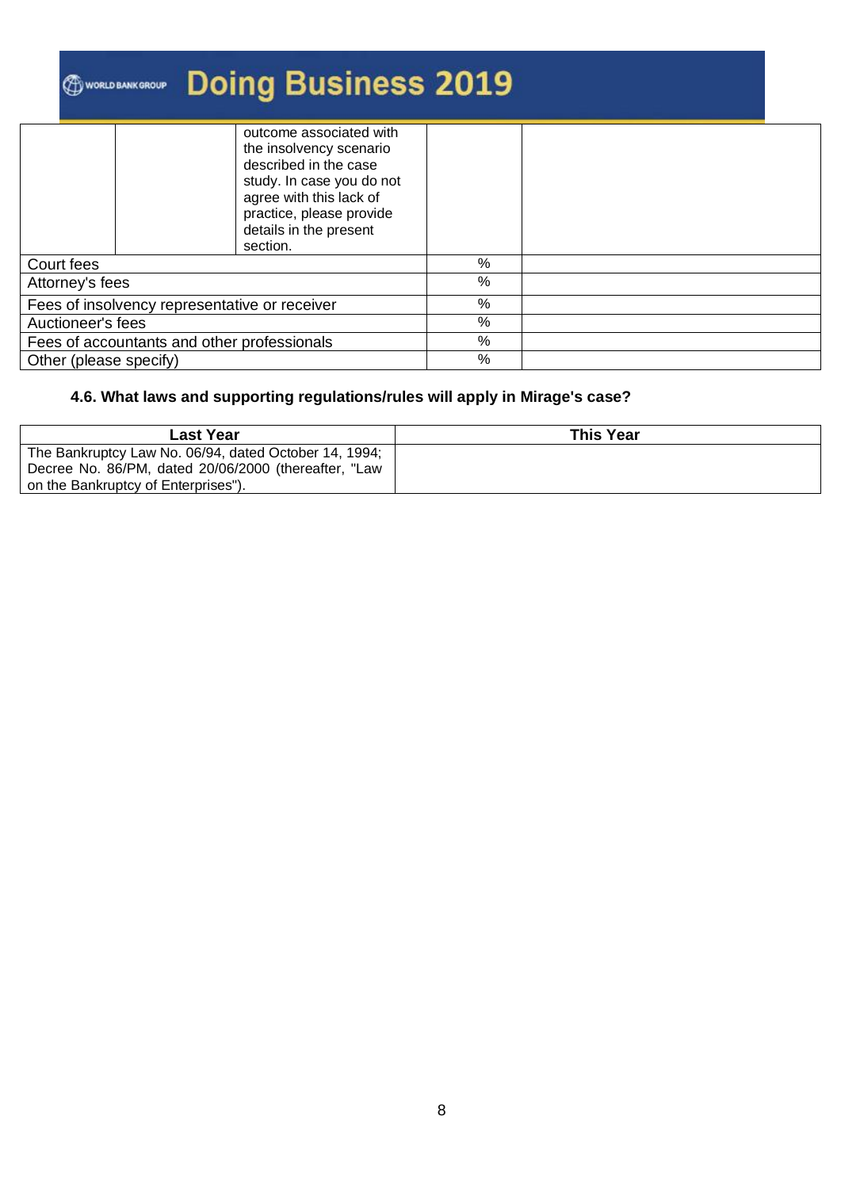| | | | | |
|---|---|---|---|---|
| | | outcome associated with the insolvency scenario described in the case study. In case you do not agree with this lack of practice, please provide details in the present section. | | |
| Court fees | | | % | |
| Attorney's fees | | | % | |
| Fees of insolvency representative or receiver | | | % | |
| Auctioneer's fees | | | % | |
| Fees of accountants and other professionals | | | % | |
| Other (please specify) | | | % | |

#### 4.6. What laws and supporting regulations/rules will apply in Mirage's case?

| Last Year | This Year |
|---|---|
| The Bankruptcy Law No. 06/94, dated October 14, 1994; Decree No. 86/PM, dated 20/06/2000 (thereafter, "Law on the Bankruptcy of Enterprises"). | |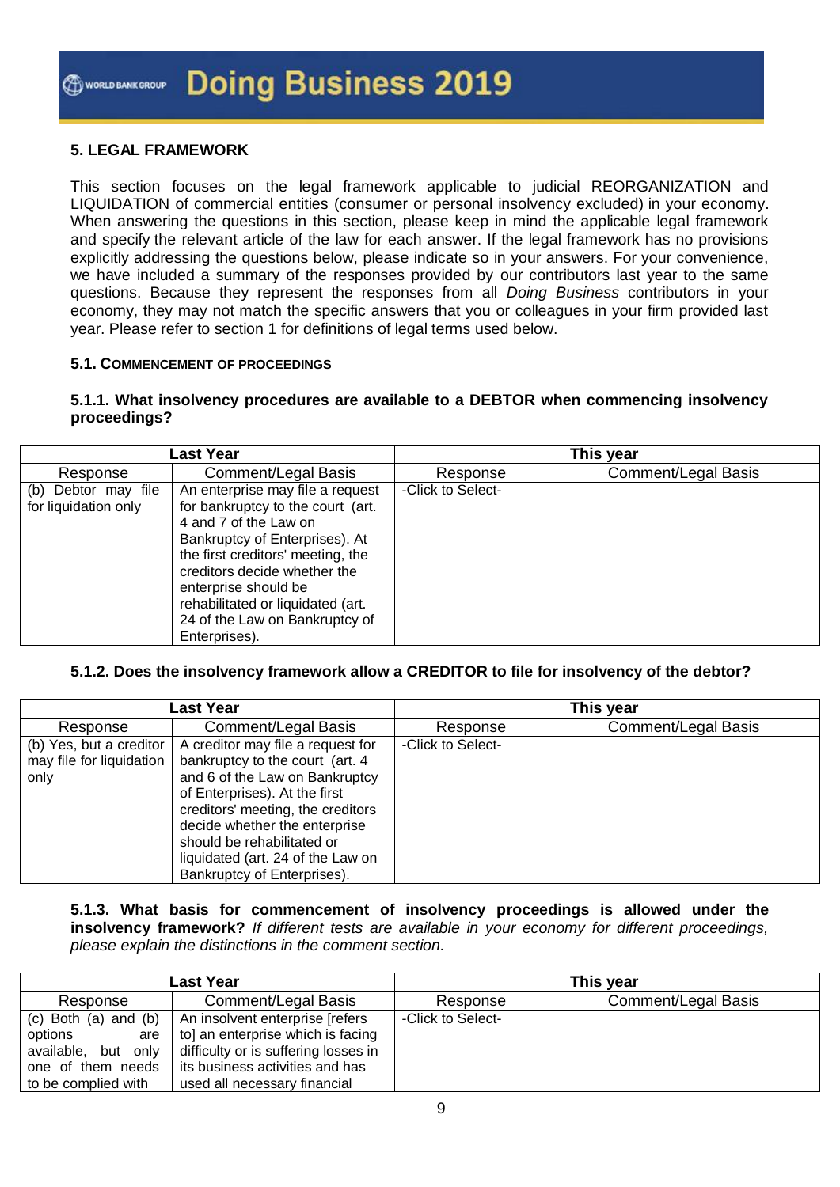### 5. LEGAL FRAMEWORK

This section focuses on the legal framework applicable to judicial REORGANIZATION and LIQUIDATION of commercial entities (consumer or personal insolvency excluded) in your economy. When answering the questions in this section, please keep in mind the applicable legal framework and specify the relevant article of the law for each answer. If the legal framework has no provisions explicitly addressing the questions below, please indicate so in your answers. For your convenience, we have included a summary of the responses provided by our contributors last year to the same questions. Because they represent the responses from all *Doing Business* contributors in your economy, they may not match the specific answers that you or colleagues in your firm provided last year. Please refer to section 1 for definitions of legal terms used below.

#### 5.1. COMMENCEMENT OF PROCEEDINGS

**5.1.1. What insolvency procedures are available to a DEBTOR when commencing insolvency proceedings?**

| Last Year | | This year | |
|---|---|---|---|
| Response | Comment/Legal Basis | Response | Comment/Legal Basis |
| (b) Debtor may file for liquidation only | An enterprise may file a request for bankruptcy to the court (art. 4 and 7 of the Law on Bankruptcy of Enterprises). At the first creditors' meeting, the creditors decide whether the enterprise should be rehabilitated or liquidated (art. 24 of the Law on Bankruptcy of Enterprises). | -Click to Select- | |

**5.1.2. Does the insolvency framework allow a CREDITOR to file for insolvency of the debtor?**

| Last Year | | This year | |
|---|---|---|---|
| Response | Comment/Legal Basis | Response | Comment/Legal Basis |
| (b) Yes, but a creditor may file for liquidation only | A creditor may file a request for bankruptcy to the court (art. 4 and 6 of the Law on Bankruptcy of Enterprises). At the first creditors' meeting, the creditors decide whether the enterprise should be rehabilitated or liquidated (art. 24 of the Law on Bankruptcy of Enterprises). | -Click to Select- | |

**5.1.3. What basis for commencement of insolvency proceedings is allowed under the insolvency framework?** *If different tests are available in your economy for different proceedings, please explain the distinctions in the comment section.*

| Last Year | | This year | |
|---|---|---|---|
| Response | Comment/Legal Basis | Response | Comment/Legal Basis |
| (c) Both (a) and (b) options are available, but only one of them needs to be complied with | An insolvent enterprise [refers to] an enterprise which is facing difficulty or is suffering losses in its business activities and has used all necessary financial | -Click to Select- | |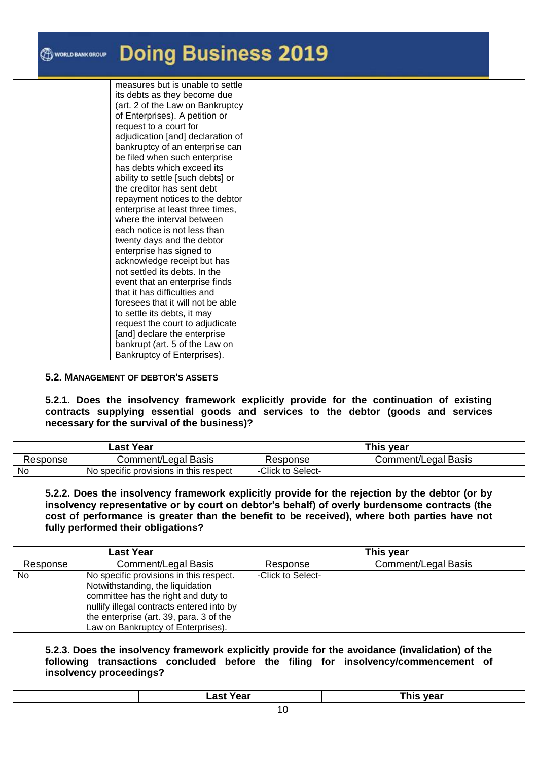| | | | |
|---|---|---|---|
| | measures but is unable to settle its debts as they become due (art. 2 of the Law on Bankruptcy of Enterprises). A petition or request to a court for adjudication [and] declaration of bankruptcy of an enterprise can be filed when such enterprise has debts which exceed its ability to settle [such debts] or the creditor has sent debt repayment notices to the debtor enterprise at least three times, where the interval between each notice is not less than twenty days and the debtor enterprise has signed to acknowledge receipt but has not settled its debts. In the event that an enterprise finds that it has difficulties and foresees that it will not be able to settle its debts, it may request the court to adjudicate [and] declare the enterprise bankrupt (art. 5 of the Law on Bankruptcy of Enterprises). | | |

#### 5.2. MANAGEMENT OF DEBTOR'S ASSETS

**5.2.1. Does the insolvency framework explicitly provide for the continuation of existing contracts supplying essential goods and services to the debtor (goods and services necessary for the survival of the business)?**

| Last Year | | This year | |
|---|---|---|---|
| Response | Comment/Legal Basis | Response | Comment/Legal Basis |
| No | No specific provisions in this respect | -Click to Select- | |

**5.2.2. Does the insolvency framework explicitly provide for the rejection by the debtor (or by insolvency representative or by court on debtor's behalf) of overly burdensome contracts (the cost of performance is greater than the benefit to be received), where both parties have not fully performed their obligations?**

| Last Year | | This year | |
|---|---|---|---|
| Response | Comment/Legal Basis | Response | Comment/Legal Basis |
| No | No specific provisions in this respect. Notwithstanding, the liquidation committee has the right and duty to nullify illegal contracts entered into by the enterprise (art. 39, para. 3 of the Law on Bankruptcy of Enterprises). | -Click to Select- | |

**5.2.3. Does the insolvency framework explicitly provide for the avoidance (invalidation) of the following transactions concluded before the filing for insolvency/commencement of insolvency proceedings?**

| | Last Year | This year |
|---|---|---|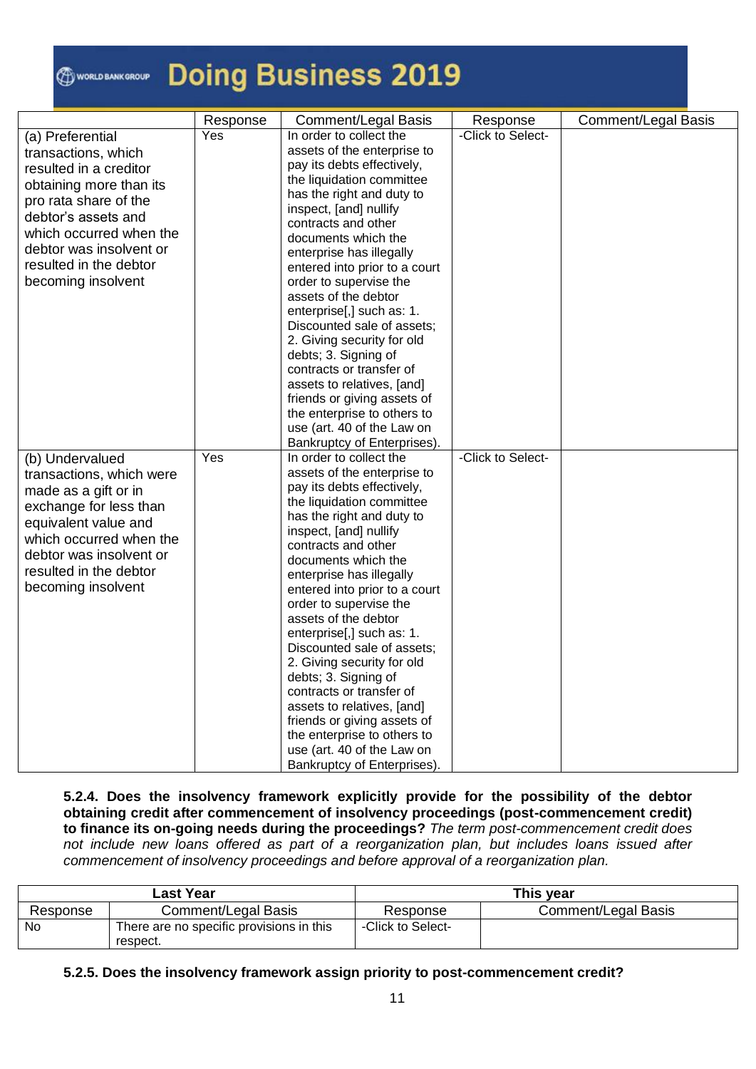# Doing Business 2019

| | Response | Comment/Legal Basis | Response | Comment/Legal Basis |
|---|---|---|---|---|
| (a) Preferential transactions, which resulted in a creditor obtaining more than its pro rata share of the debtor's assets and which occurred when the debtor was insolvent or resulted in the debtor becoming insolvent | Yes | In order to collect the assets of the enterprise to pay its debts effectively, the liquidation committee has the right and duty to inspect, [and] nullify contracts and other documents which the enterprise has illegally entered into prior to a court order to supervise the assets of the debtor enterprise[,] such as: 1. Discounted sale of assets; 2. Giving security for old debts; 3. Signing of contracts or transfer of assets to relatives, [and] friends or giving assets of the enterprise to others to use (art. 40 of the Law on Bankruptcy of Enterprises). | -Click to Select- | |
| (b) Undervalued transactions, which were made as a gift or in exchange for less than equivalent value and which occurred when the debtor was insolvent or resulted in the debtor becoming insolvent | Yes | In order to collect the assets of the enterprise to pay its debts effectively, the liquidation committee has the right and duty to inspect, [and] nullify contracts and other documents which the enterprise has illegally entered into prior to a court order to supervise the assets of the debtor enterprise[,] such as: 1. Discounted sale of assets; 2. Giving security for old debts; 3. Signing of contracts or transfer of assets to relatives, [and] friends or giving assets of the enterprise to others to use (art. 40 of the Law on Bankruptcy of Enterprises). | -Click to Select- | |

**5.2.4. Does the insolvency framework explicitly provide for the possibility of the debtor obtaining credit after commencement of insolvency proceedings (post-commencement credit) to finance its on-going needs during the proceedings?** *The term post-commencement credit does not include new loans offered as part of a reorganization plan, but includes loans issued after commencement of insolvency proceedings and before approval of a reorganization plan.*

| Last Year | | This year | |
|---|---|---|---|
| Response | Comment/Legal Basis | Response | Comment/Legal Basis |
| No | There are no specific provisions in this respect. | -Click to Select- | |

**5.2.5. Does the insolvency framework assign priority to post-commencement credit?**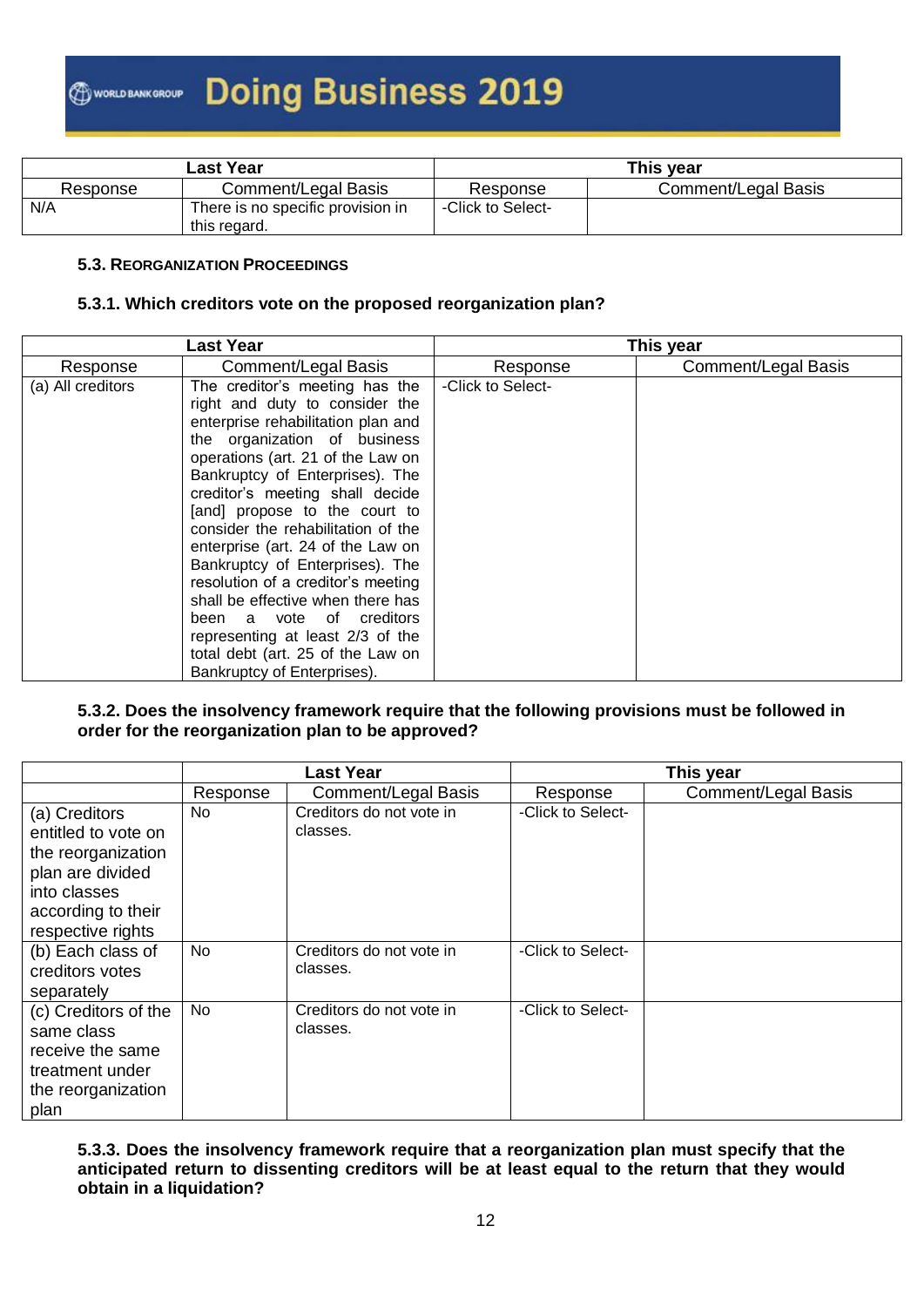| Last Year | | This year | |
|---|---|---|---|
| Response | Comment/Legal Basis | Response | Comment/Legal Basis |
| N/A | There is no specific provision in this regard. | -Click to Select- | |

#### 5.3. REORGANIZATION PROCEEDINGS

#### 5.3.1. Which creditors vote on the proposed reorganization plan?

| Last Year | | This year | |
|---|---|---|---|
| Response | Comment/Legal Basis | Response | Comment/Legal Basis |
| (a) All creditors | The creditor's meeting has the right and duty to consider the enterprise rehabilitation plan and the organization of business operations (art. 21 of the Law on Bankruptcy of Enterprises). The creditor's meeting shall decide [and] propose to the court to consider the rehabilitation of the enterprise (art. 24 of the Law on Bankruptcy of Enterprises). The resolution of a creditor's meeting shall be effective when there has been a vote of creditors representing at least 2/3 of the total debt (art. 25 of the Law on Bankruptcy of Enterprises). | -Click to Select- | |

#### 5.3.2. Does the insolvency framework require that the following provisions must be followed in order for the reorganization plan to be approved?

| | Last Year | | This year | |
|---|---|---|---|---|
| | Response | Comment/Legal Basis | Response | Comment/Legal Basis |
| (a) Creditors entitled to vote on the reorganization plan are divided into classes according to their respective rights | No | Creditors do not vote in classes. | -Click to Select- | |
| (b) Each class of creditors votes separately | No | Creditors do not vote in classes. | -Click to Select- | |
| (c) Creditors of the same class receive the same treatment under the reorganization plan | No | Creditors do not vote in classes. | -Click to Select- | |

#### 5.3.3. Does the insolvency framework require that a reorganization plan must specify that the anticipated return to dissenting creditors will be at least equal to the return that they would obtain in a liquidation?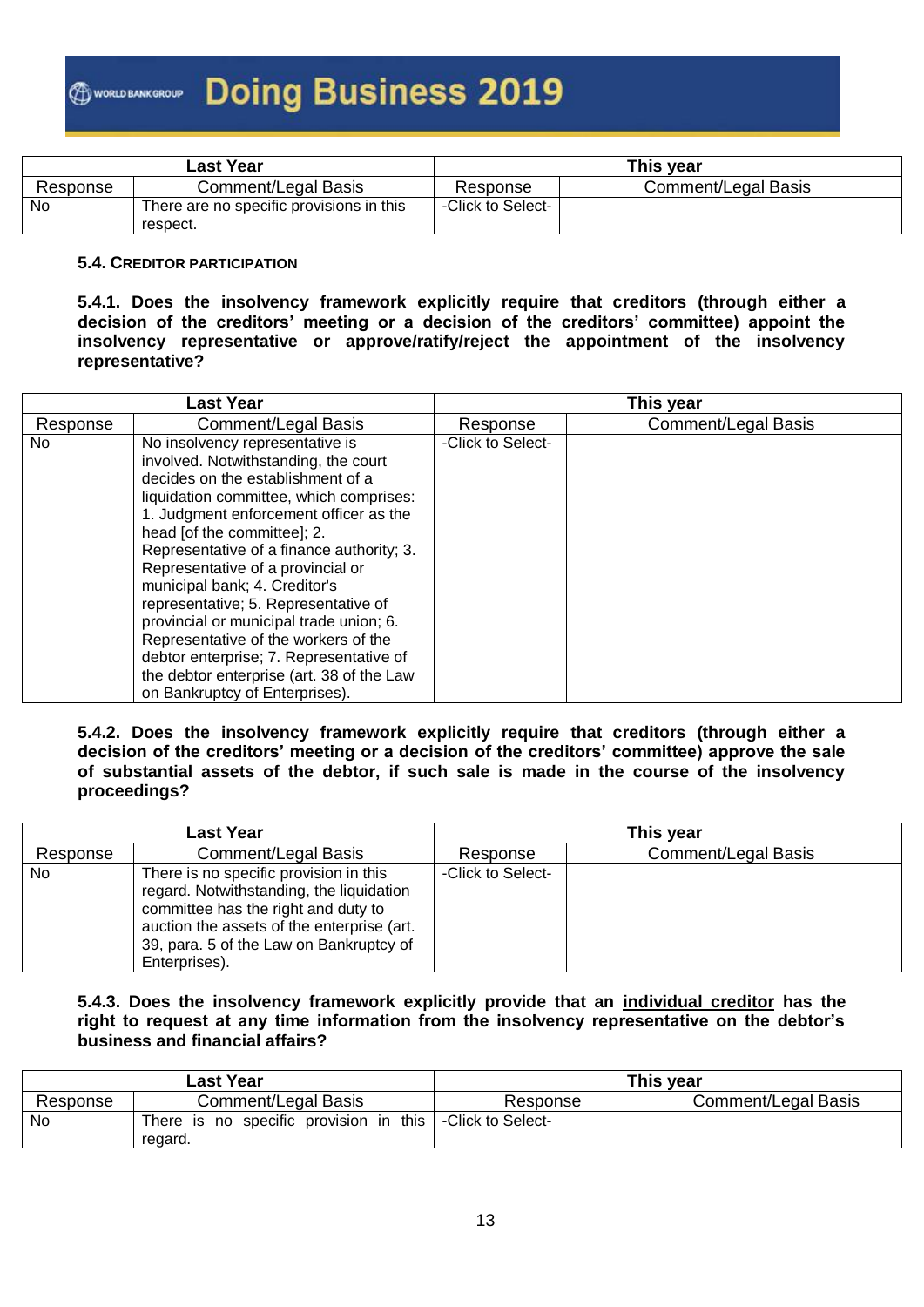| Last Year | | This year | |
|---|---|---|---|
| Response | Comment/Legal Basis | Response | Comment/Legal Basis |
| No | There are no specific provisions in this respect. | -Click to Select- | |

#### 5.4. CREDITOR PARTICIPATION

**5.4.1. Does the insolvency framework explicitly require that creditors (through either a decision of the creditors' meeting or a decision of the creditors' committee) appoint the insolvency representative or approve/ratify/reject the appointment of the insolvency representative?**

| Last Year | | This year | |
|---|---|---|---|
| Response | Comment/Legal Basis | Response | Comment/Legal Basis |
| No | No insolvency representative is involved. Notwithstanding, the court decides on the establishment of a liquidation committee, which comprises: 1. Judgment enforcement officer as the head [of the committee]; 2. Representative of a finance authority; 3. Representative of a provincial or municipal bank; 4. Creditor's representative; 5. Representative of provincial or municipal trade union; 6. Representative of the workers of the debtor enterprise; 7. Representative of the debtor enterprise (art. 38 of the Law on Bankruptcy of Enterprises). | -Click to Select- | |

**5.4.2. Does the insolvency framework explicitly require that creditors (through either a decision of the creditors' meeting or a decision of the creditors' committee) approve the sale of substantial assets of the debtor, if such sale is made in the course of the insolvency proceedings?**

| Last Year | | This year | |
|---|---|---|---|
| Response | Comment/Legal Basis | Response | Comment/Legal Basis |
| No | There is no specific provision in this regard. Notwithstanding, the liquidation committee has the right and duty to auction the assets of the enterprise (art. 39, para. 5 of the Law on Bankruptcy of Enterprises). | -Click to Select- | |

**5.4.3. Does the insolvency framework explicitly provide that an individual creditor has the right to request at any time information from the insolvency representative on the debtor's business and financial affairs?**

| Last Year | | This year | |
|---|---|---|---|
| Response | Comment/Legal Basis | Response | Comment/Legal Basis |
| No | There is no specific provision in this regard. | -Click to Select- | |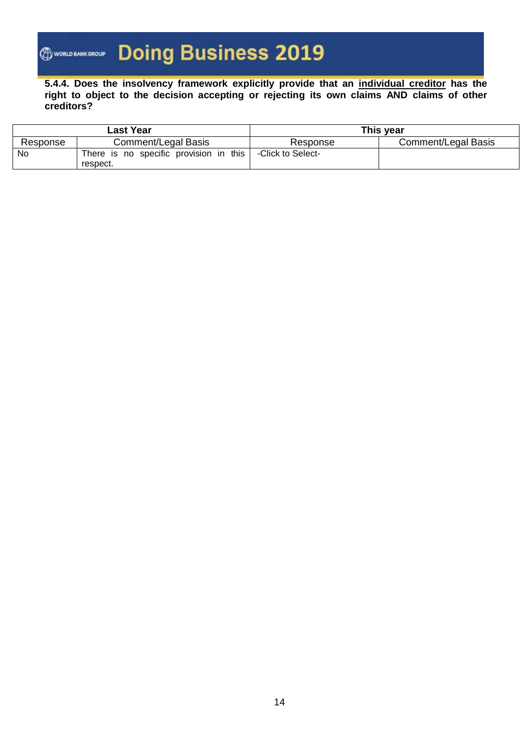**5.4.4. Does the insolvency framework explicitly provide that an <u>individual creditor</u> has the right to object to the decision accepting or rejecting its own claims AND claims of other creditors?**

| **Last Year** | | **This year** | |
|---|---|---|---|
| Response | Comment/Legal Basis | Response | Comment/Legal Basis |
| No | There is no specific provision in this respect. | -Click to Select- | |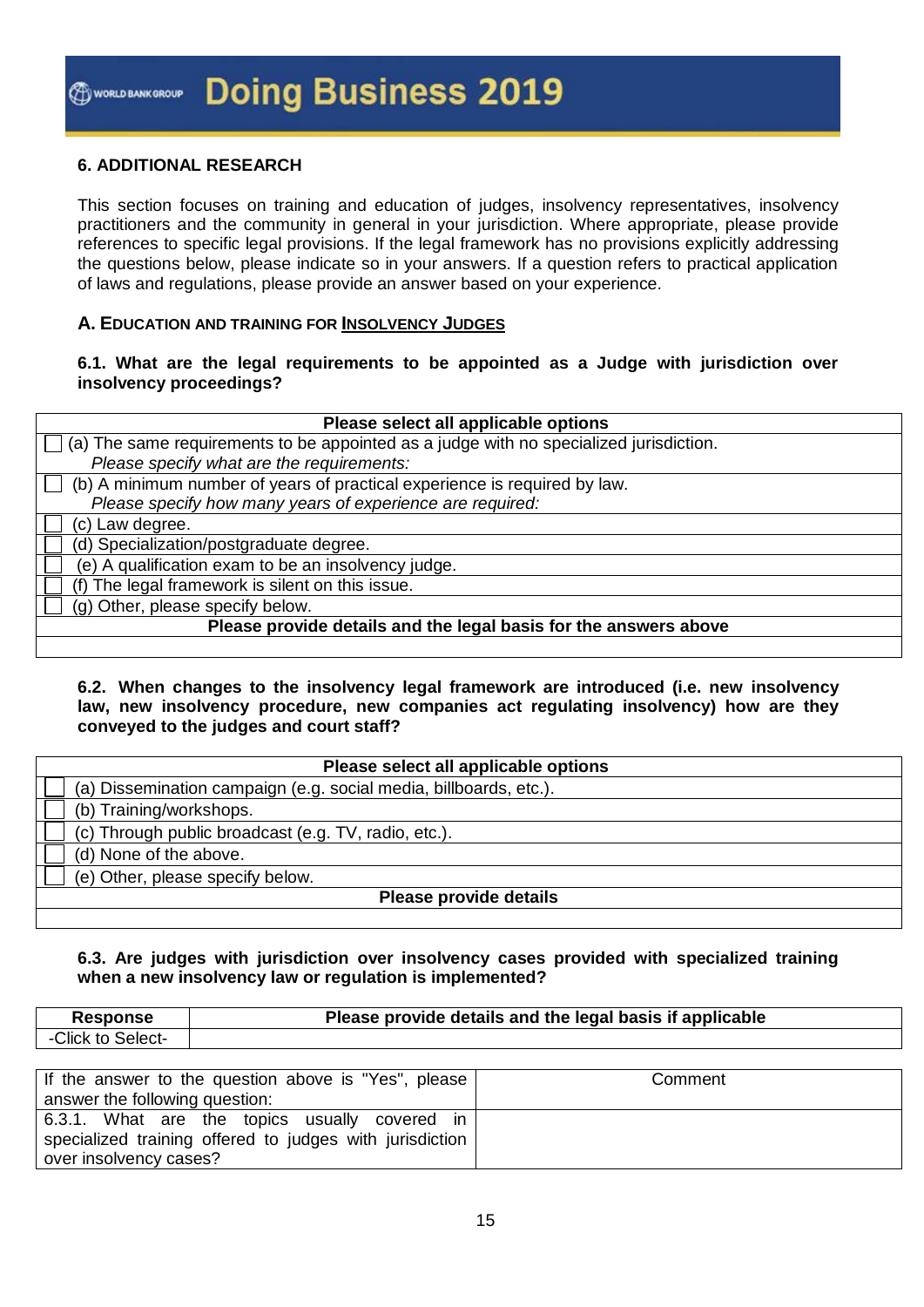## 6. ADDITIONAL RESEARCH

This section focuses on training and education of judges, insolvency representatives, insolvency practitioners and the community in general in your jurisdiction. Where appropriate, please provide references to specific legal provisions. If the legal framework has no provisions explicitly addressing the questions below, please indicate so in your answers. If a question refers to practical application of laws and regulations, please provide an answer based on your experience.

### A. EDUCATION AND TRAINING FOR INSOLVENCY JUDGES

**6.1. What are the legal requirements to be appointed as a Judge with jurisdiction over insolvency proceedings?**

| Please select all applicable options |
|---|
| ☐ (a) The same requirements to be appointed as a judge with no specialized jurisdiction. *Please specify what are the requirements:* |
| ☐ (b) A minimum number of years of practical experience is required by law. *Please specify how many years of experience are required:* |
| ☐ (c) Law degree. |
| ☐ (d) Specialization/postgraduate degree. |
| ☐ (e) A qualification exam to be an insolvency judge. |
| ☐ (f) The legal framework is silent on this issue. |
| ☐ (g) Other, please specify below. |
| **Please provide details and the legal basis for the answers above** |
| |

**6.2. When changes to the insolvency legal framework are introduced (i.e. new insolvency law, new insolvency procedure, new companies act regulating insolvency) how are they conveyed to the judges and court staff?**

| Please select all applicable options |
|---|
| ☐ (a) Dissemination campaign (e.g. social media, billboards, etc.). |
| ☐ (b) Training/workshops. |
| ☐ (c) Through public broadcast (e.g. TV, radio, etc.). |
| ☐ (d) None of the above. |
| ☐ (e) Other, please specify below. |
| **Please provide details** |
| |

**6.3. Are judges with jurisdiction over insolvency cases provided with specialized training when a new insolvency law or regulation is implemented?**

| Response | Please provide details and the legal basis if applicable |
|---|---|
| -Click to Select- | |

| If the answer to the question above is "Yes", please answer the following question: | Comment |
|---|---|
| 6.3.1. What are the topics usually covered in specialized training offered to judges with jurisdiction over insolvency cases? | |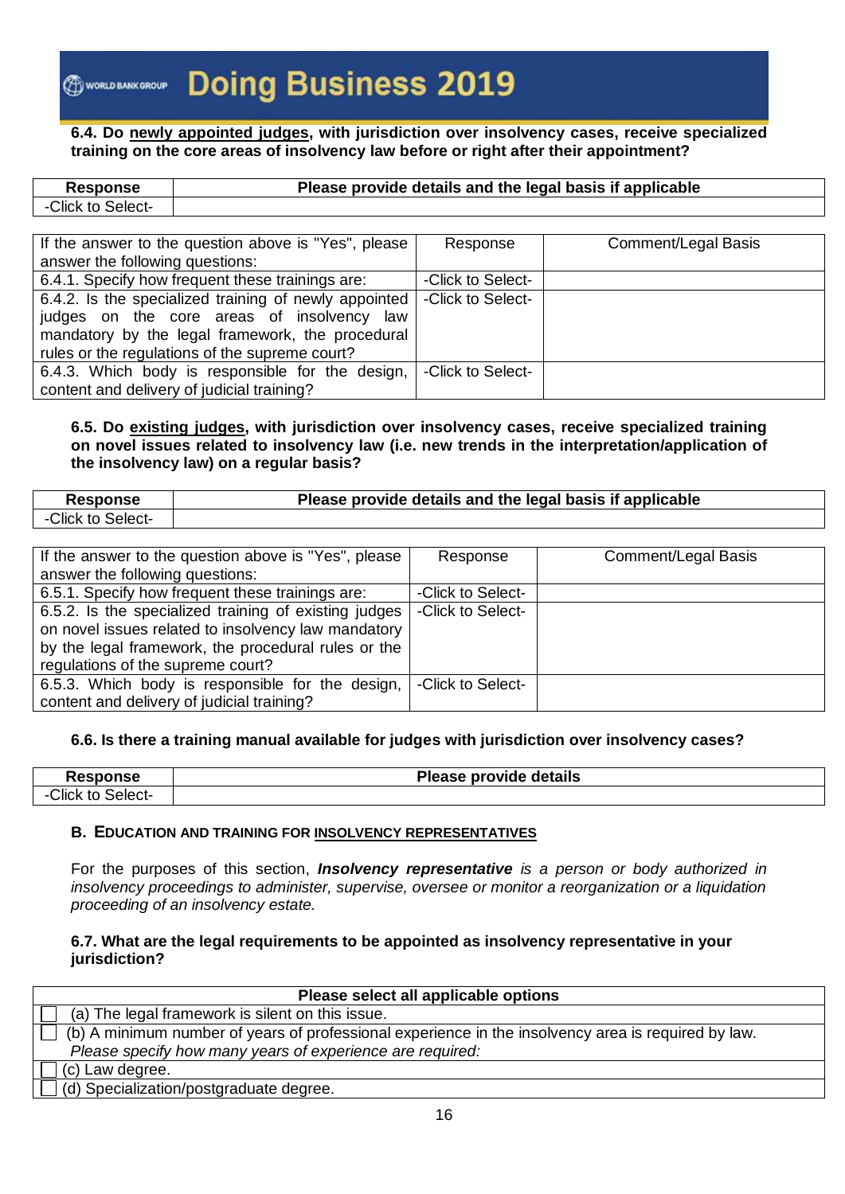**6.4. Do newly appointed judges, with jurisdiction over insolvency cases, receive specialized training on the core areas of insolvency law before or right after their appointment?**

| Response | Please provide details and the legal basis if applicable |
|---|---|
| -Click to Select- | |

| If the answer to the question above is "Yes", please answer the following questions: | Response | Comment/Legal Basis |
|---|---|---|
| 6.4.1. Specify how frequent these trainings are: | -Click to Select- | |
| 6.4.2. Is the specialized training of newly appointed judges on the core areas of insolvency law mandatory by the legal framework, the procedural rules or the regulations of the supreme court? | -Click to Select- | |
| 6.4.3. Which body is responsible for the design, content and delivery of judicial training? | -Click to Select- | |

**6.5. Do existing judges, with jurisdiction over insolvency cases, receive specialized training on novel issues related to insolvency law (i.e. new trends in the interpretation/application of the insolvency law) on a regular basis?**

| Response | Please provide details and the legal basis if applicable |
|---|---|
| -Click to Select- | |

| If the answer to the question above is "Yes", please answer the following questions: | Response | Comment/Legal Basis |
|---|---|---|
| 6.5.1. Specify how frequent these trainings are: | -Click to Select- | |
| 6.5.2. Is the specialized training of existing judges on novel issues related to insolvency law mandatory by the legal framework, the procedural rules or the regulations of the supreme court? | -Click to Select- | |
| 6.5.3. Which body is responsible for the design, content and delivery of judicial training? | -Click to Select- | |

**6.6. Is there a training manual available for judges with jurisdiction over insolvency cases?**

| Response | Please provide details |
|---|---|
| -Click to Select- | |

## B. EDUCATION AND TRAINING FOR INSOLVENCY REPRESENTATIVES

*For the purposes of this section, **Insolvency representative** is a person or body authorized in insolvency proceedings to administer, supervise, oversee or monitor a reorganization or a liquidation proceeding of an insolvency estate.*

**6.7. What are the legal requirements to be appointed as insolvency representative in your jurisdiction?**

| | Please select all applicable options |
|---|---|
| ☐ | (a) The legal framework is silent on this issue. |
| ☐ | (b) A minimum number of years of professional experience in the insolvency area is required by law. *Please specify how many years of experience are required:* |
| ☐ | (c) Law degree. |
| ☐ | (d) Specialization/postgraduate degree. |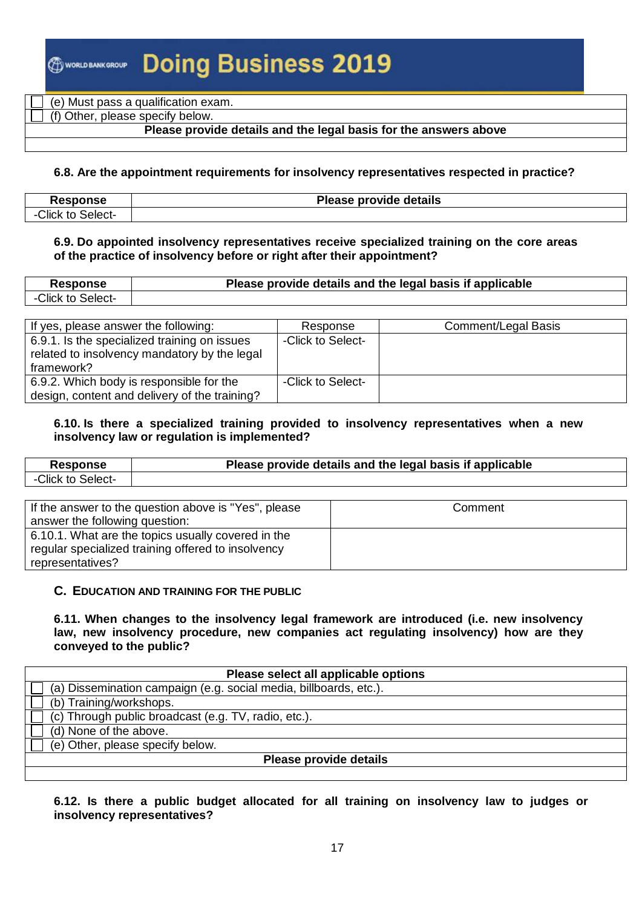| |
|---|
| ☐ (e) Must pass a qualification exam. |
| ☐ (f) Other, please specify below. |
| **Please provide details and the legal basis for the answers above** |
| |

**6.8. Are the appointment requirements for insolvency representatives respected in practice?**

| Response | Please provide details |
|---|---|
| -Click to Select- | |

**6.9. Do appointed insolvency representatives receive specialized training on the core areas of the practice of insolvency before or right after their appointment?**

| Response | Please provide details and the legal basis if applicable |
|---|---|
| -Click to Select- | |

| If yes, please answer the following: | Response | Comment/Legal Basis |
|---|---|---|
| 6.9.1. Is the specialized training on issues related to insolvency mandatory by the legal framework? | -Click to Select- | |
| 6.9.2. Which body is responsible for the design, content and delivery of the training? | -Click to Select- | |

**6.10. Is there a specialized training provided to insolvency representatives when a new insolvency law or regulation is implemented?**

| Response | Please provide details and the legal basis if applicable |
|---|---|
| -Click to Select- | |

| If the answer to the question above is "Yes", please answer the following question: | Comment |
|---|---|
| 6.10.1. What are the topics usually covered in the regular specialized training offered to insolvency representatives? | |

### C. Education and Training for the Public

**6.11. When changes to the insolvency legal framework are introduced (i.e. new insolvency law, new insolvency procedure, new companies act regulating insolvency) how are they conveyed to the public?**

| Please select all applicable options |
|---|
| ☐ (a) Dissemination campaign (e.g. social media, billboards, etc.). |
| ☐ (b) Training/workshops. |
| ☐ (c) Through public broadcast (e.g. TV, radio, etc.). |
| ☐ (d) None of the above. |
| ☐ (e) Other, please specify below. |
| **Please provide details** |
| |

**6.12. Is there a public budget allocated for all training on insolvency law to judges or insolvency representatives?**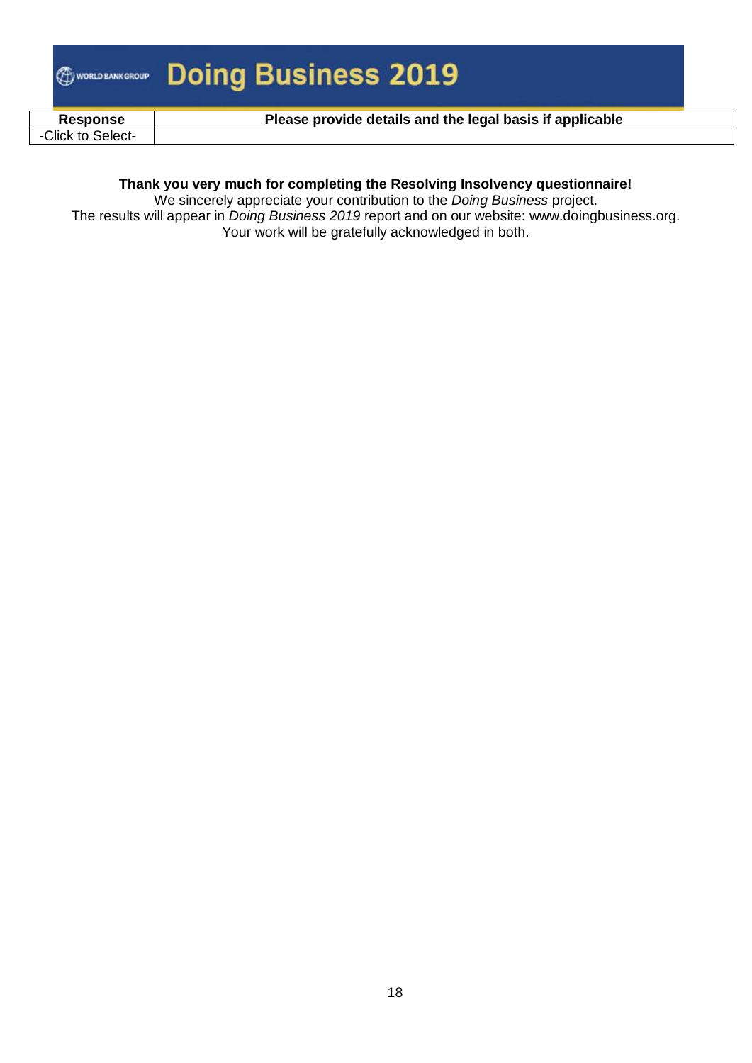| Response | Please provide details and the legal basis if applicable |
|---|---|
| -Click to Select- | |

**Thank you very much for completing the Resolving Insolvency questionnaire!**

We sincerely appreciate your contribution to the *Doing Business* project.
The results will appear in *Doing Business 2019* report and on our website: www.doingbusiness.org.
Your work will be gratefully acknowledged in both.